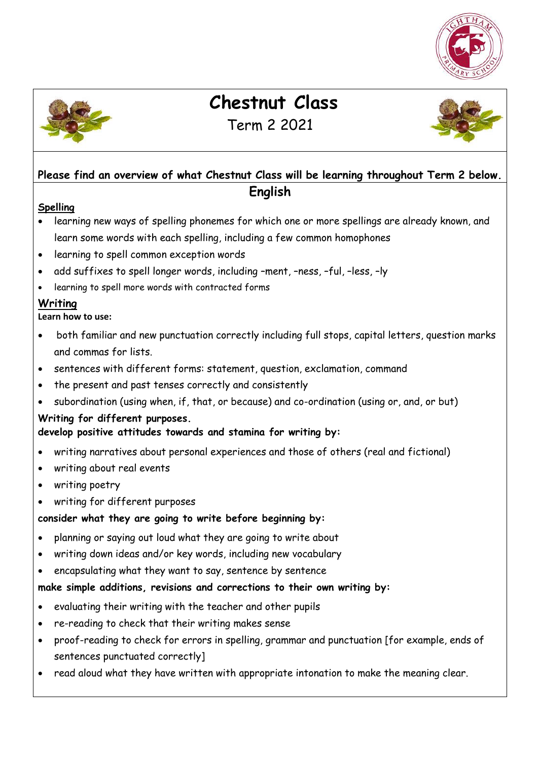# Chestnut Class

Term 2 2021

**Please find an overview of what Chestnut Class will be learning throughout Term 2 below.**

## English

**Spelling**

- learning new ways of spelling phonemes for which one or more spellings are already known, and learn some words with each spelling, including a few common homophones
- learning to spell common exception words
- add suffixes to spell longer words, including –ment, –ness, –ful, –less, –ly
- learning to spell more words with contracted forms

**Writing**

**Learn how to use:**

- both familiar and new punctuation correctly including full stops, capital letters, question marks and commas for lists.
- sentences with different forms: statement, question, exclamation, command
- the present and past tenses correctly and consistently
- subordination (using when, if, that, or because) and co-ordination (using or, and, or but)

**Writing for different purposes.**

**develop positive attitudes towards and stamina for writing by:**

- writing narratives about personal experiences and those of others (real and fictional)
- writing about real events
- writing poetry
- writing for different purposes

**consider what they are going to write before beginning by:**

- planning or saying out loud what they are going to write about
- writing down ideas and/or key words, including new vocabulary
- encapsulating what they want to say, sentence by sentence

**make simple additions, revisions and corrections to their own writing by:**

- evaluating their writing with the teacher and other pupils
- re-reading to check that their writing makes sense
- proof-reading to check for errors in spelling, grammar and punctuation [for example, ends of sentences punctuated correctly]
- read aloud what they have written with appropriate intonation to make the meaning clear.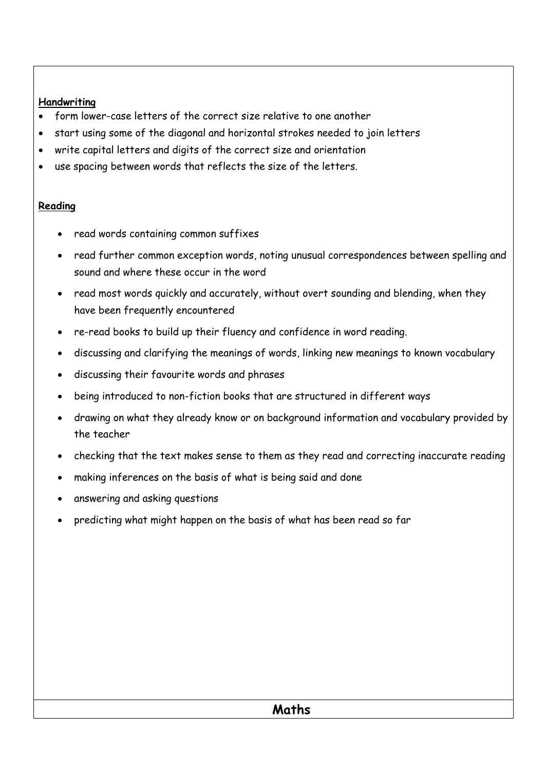**Handwriting**

- form lower-case letters of the correct size relative to one another
- start using some of the diagonal and horizontal strokes needed to join letters
- write capital letters and digits of the correct size and orientation
- use spacing between words that reflects the size of the letters.

**Reading**

- read words containing common suffixes
- read further common exception words, noting unusual correspondences between spelling and sound and where these occur in the word
- read most words quickly and accurately, without overt sounding and blending, when they have been frequently encountered
- re-read books to build up their fluency and confidence in word reading.
- discussing and clarifying the meanings of words, linking new meanings to known vocabulary
- discussing their favourite words and phrases
- being introduced to non-fiction books that are structured in different ways
- drawing on what they already know or on background information and vocabulary provided by the teacher
- checking that the text makes sense to them as they read and correcting inaccurate reading
- making inferences on the basis of what is being said and done
- answering and asking questions
- predicting what might happen on the basis of what has been read so far

## Maths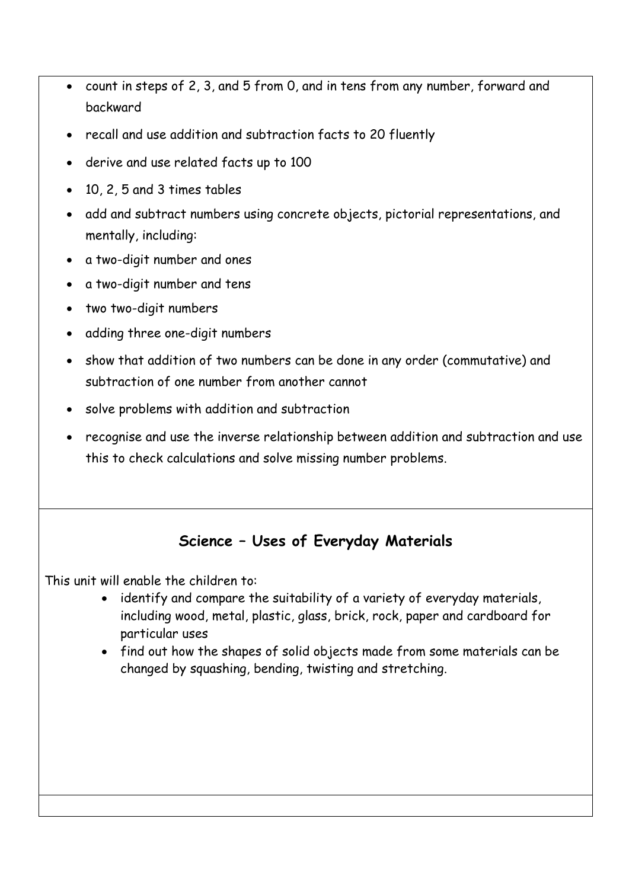- count in steps of 2, 3, and 5 from 0, and in tens from any number, forward and backward
- recall and use addition and subtraction facts to 20 fluently
- derive and use related facts up to 100
- 10, 2, 5 and 3 times tables
- add and subtract numbers using concrete objects, pictorial representations, and mentally, including:
- a two-digit number and ones
- a two-digit number and tens
- two two-digit numbers
- adding three one-digit numbers
- show that addition of two numbers can be done in any order (commutative) and subtraction of one number from another cannot
- solve problems with addition and subtraction
- recognise and use the inverse relationship between addition and subtraction and use this to check calculations and solve missing number problems.

## Science – Uses of Everyday Materials

This unit will enable the children to:

- identify and compare the suitability of a variety of everyday materials, including wood, metal, plastic, glass, brick, rock, paper and cardboard for particular uses
- find out how the shapes of solid objects made from some materials can be changed by squashing, bending, twisting and stretching.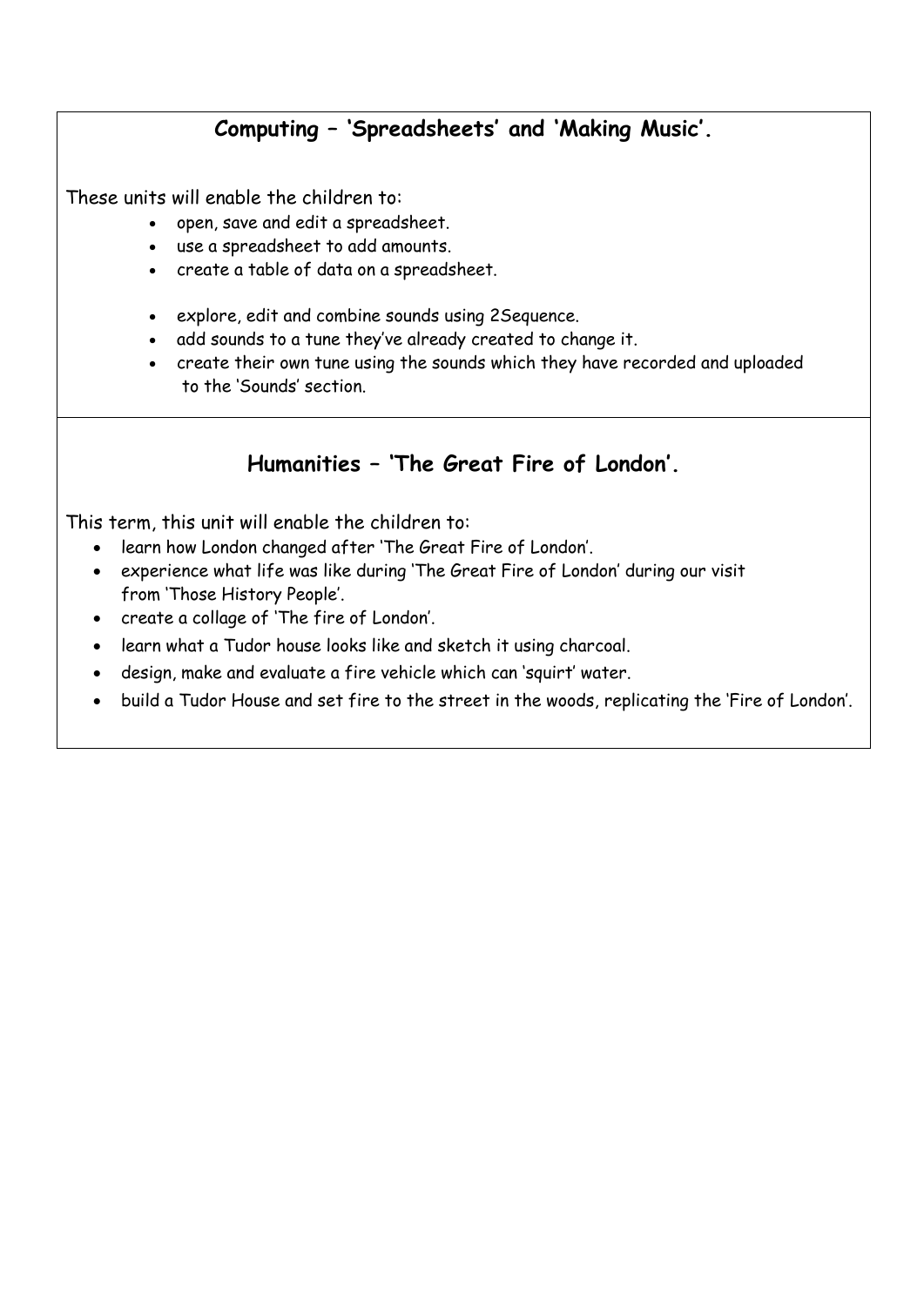## Computing – 'Spreadsheets' and 'Making Music'.

These units will enable the children to:

- open, save and edit a spreadsheet.
- use a spreadsheet to add amounts.
- create a table of data on a spreadsheet.

- explore, edit and combine sounds using 2Sequence.
- add sounds to a tune they've already created to change it.
- create their own tune using the sounds which they have recorded and uploaded to the 'Sounds' section.

## Humanities – 'The Great Fire of London'.

This term, this unit will enable the children to:

- learn how London changed after 'The Great Fire of London'.
- experience what life was like during 'The Great Fire of London' during our visit from 'Those History People'.
- create a collage of 'The fire of London'.
- learn what a Tudor house looks like and sketch it using charcoal.
- design, make and evaluate a fire vehicle which can 'squirt' water.
- build a Tudor House and set fire to the street in the woods, replicating the 'Fire of London'.